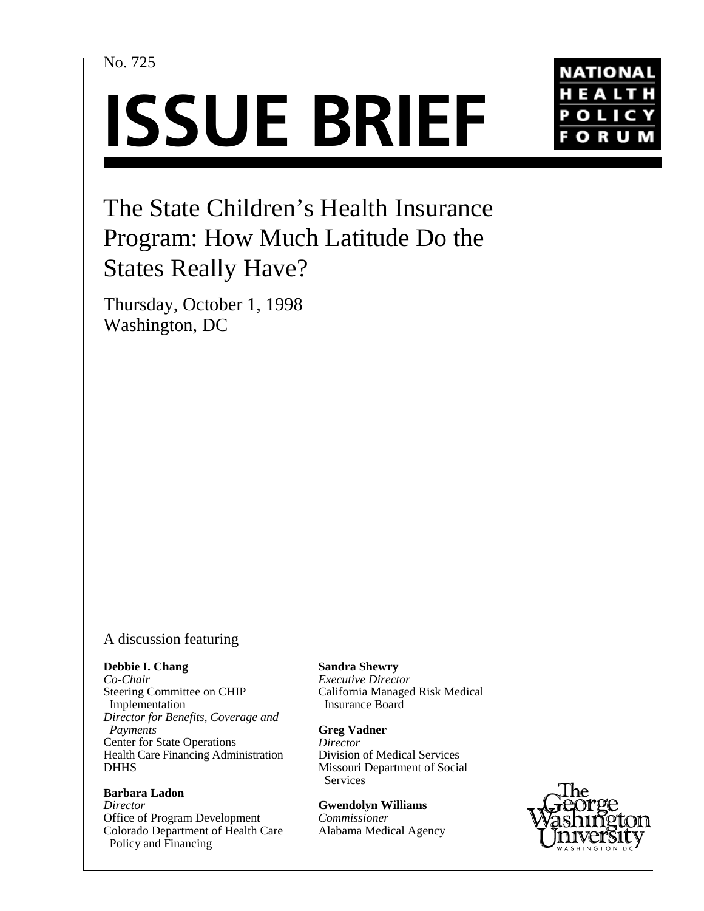No. 725

# ISSUE BRIEF

NATIONAL HEALTH POLICY FORUM

## The State Children's Health Insurance Program: How Much Latitude Do the States Really Have?

Thursday, October 1, 1998
Washington, DC

A discussion featuring

**Debbie I. Chang**
*Co-Chair*
Steering Committee on CHIP Implementation
*Director for Benefits, Coverage and Payments*
Center for State Operations
Health Care Financing Administration
DHHS

**Barbara Ladon**
*Director*
Office of Program Development
Colorado Department of Health Care Policy and Financing

**Sandra Shewry**
*Executive Director*
California Managed Risk Medical Insurance Board

**Greg Vadner**
*Director*
Division of Medical Services
Missouri Department of Social Services

**Gwendolyn Williams**
*Commissioner*
Alabama Medical Agency

The George Washington University
WASHINGTON DC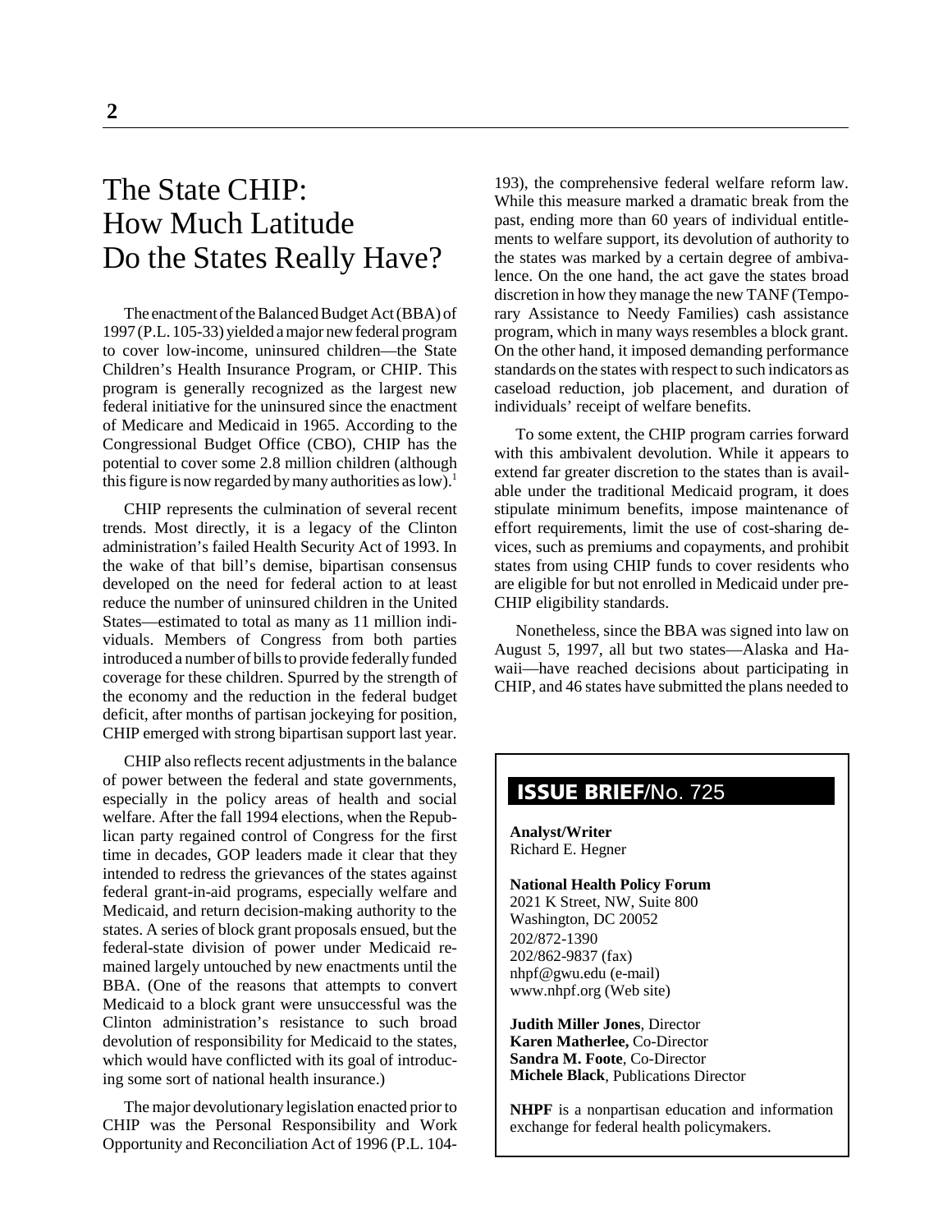# The State CHIP: How Much Latitude Do the States Really Have?

The enactment of the Balanced Budget Act (BBA) of 1997 (P.L. 105-33) yielded a major new federal program to cover low-income, uninsured children—the State Children's Health Insurance Program, or CHIP. This program is generally recognized as the largest new federal initiative for the uninsured since the enactment of Medicare and Medicaid in 1965. According to the Congressional Budget Office (CBO), CHIP has the potential to cover some 2.8 million children (although this figure is now regarded by many authorities as low).[1]

CHIP represents the culmination of several recent trends. Most directly, it is a legacy of the Clinton administration's failed Health Security Act of 1993. In the wake of that bill's demise, bipartisan consensus developed on the need for federal action to at least reduce the number of uninsured children in the United States—estimated to total as many as 11 million individuals. Members of Congress from both parties introduced a number of bills to provide federally funded coverage for these children. Spurred by the strength of the economy and the reduction in the federal budget deficit, after months of partisan jockeying for position, CHIP emerged with strong bipartisan support last year.

CHIP also reflects recent adjustments in the balance of power between the federal and state governments, especially in the policy areas of health and social welfare. After the fall 1994 elections, when the Republican party regained control of Congress for the first time in decades, GOP leaders made it clear that they intended to redress the grievances of the states against federal grant-in-aid programs, especially welfare and Medicaid, and return decision-making authority to the states. A series of block grant proposals ensued, but the federal-state division of power under Medicaid remained largely untouched by new enactments until the BBA. (One of the reasons that attempts to convert Medicaid to a block grant were unsuccessful was the Clinton administration's resistance to such broad devolution of responsibility for Medicaid to the states, which would have conflicted with its goal of introducing some sort of national health insurance.)

The major devolutionary legislation enacted prior to CHIP was the Personal Responsibility and Work Opportunity and Reconciliation Act of 1996 (P.L. 104-193), the comprehensive federal welfare reform law. While this measure marked a dramatic break from the past, ending more than 60 years of individual entitlements to welfare support, its devolution of authority to the states was marked by a certain degree of ambivalence. On the one hand, the act gave the states broad discretion in how they manage the new TANF (Temporary Assistance to Needy Families) cash assistance program, which in many ways resembles a block grant. On the other hand, it imposed demanding performance standards on the states with respect to such indicators as caseload reduction, job placement, and duration of individuals' receipt of welfare benefits.

To some extent, the CHIP program carries forward with this ambivalent devolution. While it appears to extend far greater discretion to the states than is available under the traditional Medicaid program, it does stipulate minimum benefits, impose maintenance of effort requirements, limit the use of cost-sharing devices, such as premiums and copayments, and prohibit states from using CHIP funds to cover residents who are eligible for but not enrolled in Medicaid under pre-CHIP eligibility standards.

Nonetheless, since the BBA was signed into law on August 5, 1997, all but two states—Alaska and Hawaii—have reached decisions about participating in CHIP, and 46 states have submitted the plans needed to

**ISSUE BRIEF/No. 725**

**Analyst/Writer**
Richard E. Hegner

**National Health Policy Forum**
2021 K Street, NW, Suite 800
Washington, DC 20052
202/872-1390
202/862-9837 (fax)
nhpf@gwu.edu (e-mail)
www.nhpf.org (Web site)

**Judith Miller Jones**, Director
**Karen Matherlee,** Co-Director
**Sandra M. Foote**, Co-Director
**Michele Black**, Publications Director

**NHPF** is a nonpartisan education and information exchange for federal health policymakers.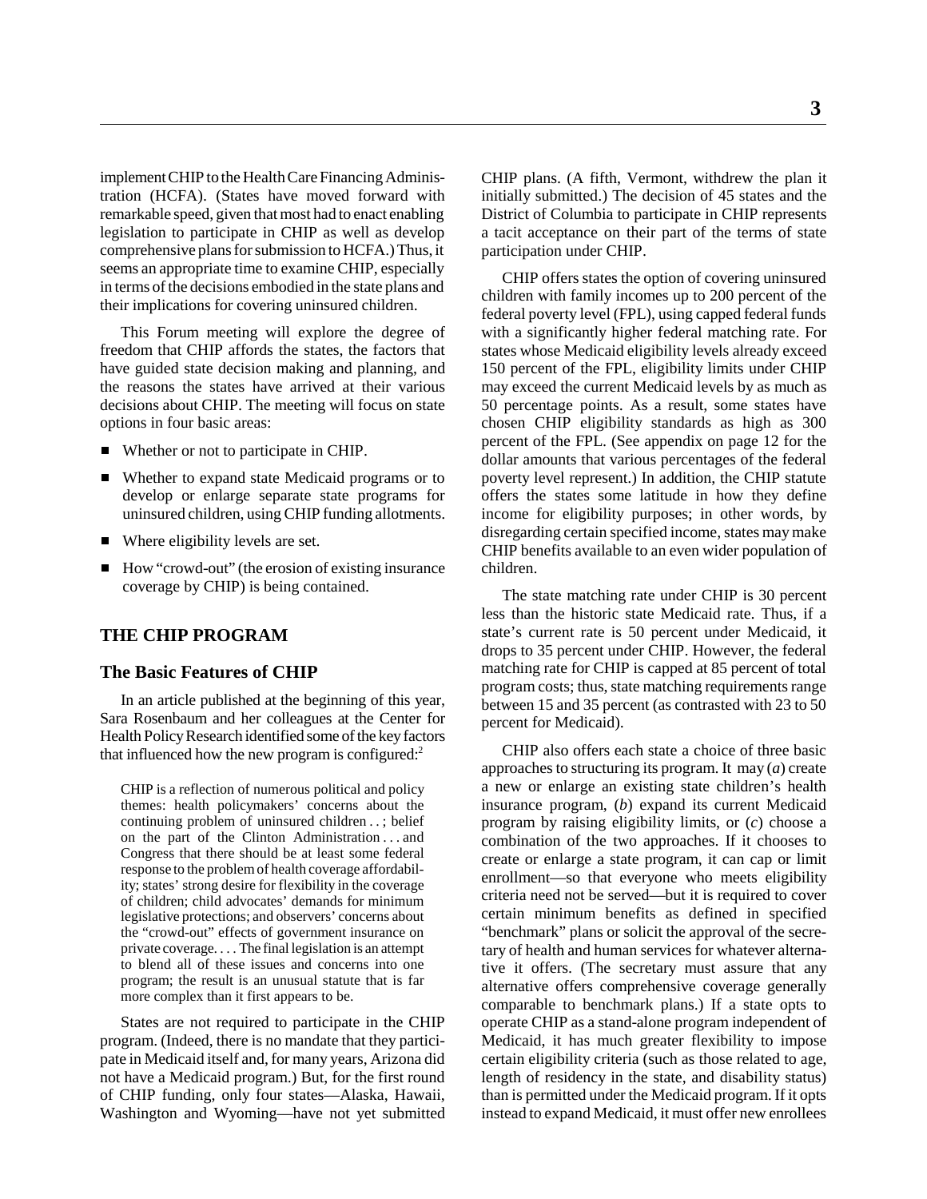implement CHIP to the Health Care Financing Administration (HCFA). (States have moved forward with remarkable speed, given that most had to enact enabling legislation to participate in CHIP as well as develop comprehensive plans for submission to HCFA.) Thus, it seems an appropriate time to examine CHIP, especially in terms of the decisions embodied in the state plans and their implications for covering uninsured children.

This Forum meeting will explore the degree of freedom that CHIP affords the states, the factors that have guided state decision making and planning, and the reasons the states have arrived at their various decisions about CHIP. The meeting will focus on state options in four basic areas:

- Whether or not to participate in CHIP.
- Whether to expand state Medicaid programs or to develop or enlarge separate state programs for uninsured children, using CHIP funding allotments.
- Where eligibility levels are set.
- How "crowd-out" (the erosion of existing insurance coverage by CHIP) is being contained.

## THE CHIP PROGRAM

### The Basic Features of CHIP

In an article published at the beginning of this year, Sara Rosenbaum and her colleagues at the Center for Health Policy Research identified some of the key factors that influenced how the new program is configured:[2]

> CHIP is a reflection of numerous political and policy themes: health policymakers' concerns about the continuing problem of uninsured children . . ; belief on the part of the Clinton Administration . . . and Congress that there should be at least some federal response to the problem of health coverage affordability; states' strong desire for flexibility in the coverage of children; child advocates' demands for minimum legislative protections; and observers' concerns about the "crowd-out" effects of government insurance on private coverage. . . . The final legislation is an attempt to blend all of these issues and concerns into one program; the result is an unusual statute that is far more complex than it first appears to be.

States are not required to participate in the CHIP program. (Indeed, there is no mandate that they participate in Medicaid itself and, for many years, Arizona did not have a Medicaid program.) But, for the first round of CHIP funding, only four states—Alaska, Hawaii, Washington and Wyoming—have not yet submitted CHIP plans. (A fifth, Vermont, withdrew the plan it initially submitted.) The decision of 45 states and the District of Columbia to participate in CHIP represents a tacit acceptance on their part of the terms of state participation under CHIP.

CHIP offers states the option of covering uninsured children with family incomes up to 200 percent of the federal poverty level (FPL), using capped federal funds with a significantly higher federal matching rate. For states whose Medicaid eligibility levels already exceed 150 percent of the FPL, eligibility limits under CHIP may exceed the current Medicaid levels by as much as 50 percentage points. As a result, some states have chosen CHIP eligibility standards as high as 300 percent of the FPL. (See appendix on page 12 for the dollar amounts that various percentages of the federal poverty level represent.) In addition, the CHIP statute offers the states some latitude in how they define income for eligibility purposes; in other words, by disregarding certain specified income, states may make CHIP benefits available to an even wider population of children.

The state matching rate under CHIP is 30 percent less than the historic state Medicaid rate. Thus, if a state's current rate is 50 percent under Medicaid, it drops to 35 percent under CHIP. However, the federal matching rate for CHIP is capped at 85 percent of total program costs; thus, state matching requirements range between 15 and 35 percent (as contrasted with 23 to 50 percent for Medicaid).

CHIP also offers each state a choice of three basic approaches to structuring its program. It may (*a*) create a new or enlarge an existing state children's health insurance program, (*b*) expand its current Medicaid program by raising eligibility limits, or (*c*) choose a combination of the two approaches. If it chooses to create or enlarge a state program, it can cap or limit enrollment—so that everyone who meets eligibility criteria need not be served—but it is required to cover certain minimum benefits as defined in specified "benchmark" plans or solicit the approval of the secretary of health and human services for whatever alternative it offers. (The secretary must assure that any alternative offers comprehensive coverage generally comparable to benchmark plans.) If a state opts to operate CHIP as a stand-alone program independent of Medicaid, it has much greater flexibility to impose certain eligibility criteria (such as those related to age, length of residency in the state, and disability status) than is permitted under the Medicaid program. If it opts instead to expand Medicaid, it must offer new enrollees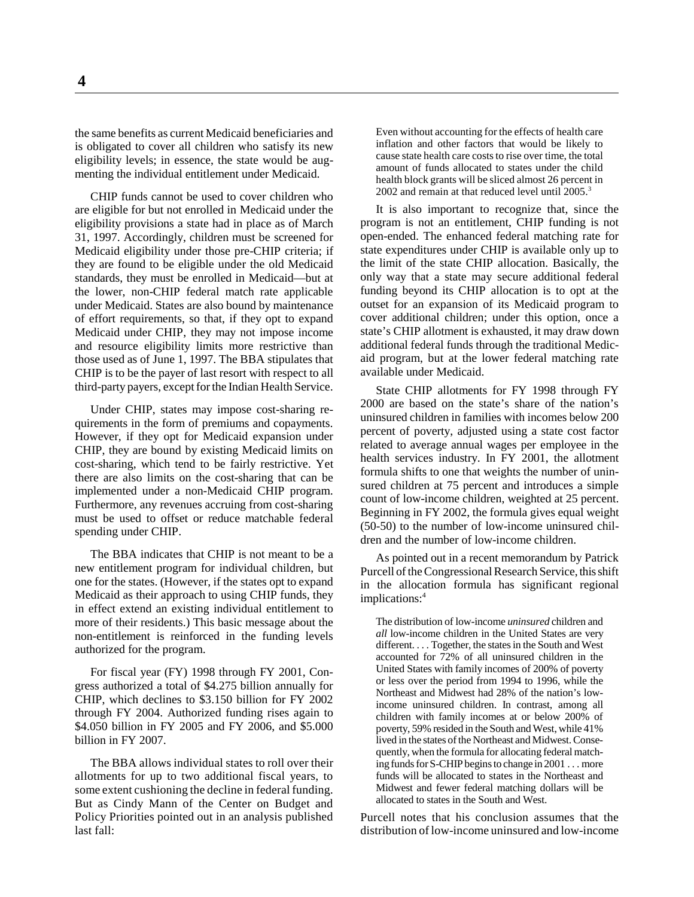the same benefits as current Medicaid beneficiaries and is obligated to cover all children who satisfy its new eligibility levels; in essence, the state would be augmenting the individual entitlement under Medicaid.

CHIP funds cannot be used to cover children who are eligible for but not enrolled in Medicaid under the eligibility provisions a state had in place as of March 31, 1997. Accordingly, children must be screened for Medicaid eligibility under those pre-CHIP criteria; if they are found to be eligible under the old Medicaid standards, they must be enrolled in Medicaid—but at the lower, non-CHIP federal match rate applicable under Medicaid. States are also bound by maintenance of effort requirements, so that, if they opt to expand Medicaid under CHIP, they may not impose income and resource eligibility limits more restrictive than those used as of June 1, 1997. The BBA stipulates that CHIP is to be the payer of last resort with respect to all third-party payers, except for the Indian Health Service.

Under CHIP, states may impose cost-sharing requirements in the form of premiums and copayments. However, if they opt for Medicaid expansion under CHIP, they are bound by existing Medicaid limits on cost-sharing, which tend to be fairly restrictive. Yet there are also limits on the cost-sharing that can be implemented under a non-Medicaid CHIP program. Furthermore, any revenues accruing from cost-sharing must be used to offset or reduce matchable federal spending under CHIP.

The BBA indicates that CHIP is not meant to be a new entitlement program for individual children, but one for the states. (However, if the states opt to expand Medicaid as their approach to using CHIP funds, they in effect extend an existing individual entitlement to more of their residents.) This basic message about the non-entitlement is reinforced in the funding levels authorized for the program.

For fiscal year (FY) 1998 through FY 2001, Congress authorized a total of $4.275 billion annually for CHIP, which declines to $3.150 billion for FY 2002 through FY 2004. Authorized funding rises again to $4.050 billion in FY 2005 and FY 2006, and $5.000 billion in FY 2007.

The BBA allows individual states to roll over their allotments for up to two additional fiscal years, to some extent cushioning the decline in federal funding. But as Cindy Mann of the Center on Budget and Policy Priorities pointed out in an analysis published last fall:

> Even without accounting for the effects of health care inflation and other factors that would be likely to cause state health care costs to rise over time, the total amount of funds allocated to states under the child health block grants will be sliced almost 26 percent in 2002 and remain at that reduced level until 2005.[3]

It is also important to recognize that, since the program is not an entitlement, CHIP funding is not open-ended. The enhanced federal matching rate for state expenditures under CHIP is available only up to the limit of the state CHIP allocation. Basically, the only way that a state may secure additional federal funding beyond its CHIP allocation is to opt at the outset for an expansion of its Medicaid program to cover additional children; under this option, once a state's CHIP allotment is exhausted, it may draw down additional federal funds through the traditional Medicaid program, but at the lower federal matching rate available under Medicaid.

State CHIP allotments for FY 1998 through FY 2000 are based on the state's share of the nation's uninsured children in families with incomes below 200 percent of poverty, adjusted using a state cost factor related to average annual wages per employee in the health services industry. In FY 2001, the allotment formula shifts to one that weights the number of uninsured children at 75 percent and introduces a simple count of low-income children, weighted at 25 percent. Beginning in FY 2002, the formula gives equal weight (50-50) to the number of low-income uninsured children and the number of low-income children.

As pointed out in a recent memorandum by Patrick Purcell of the Congressional Research Service, this shift in the allocation formula has significant regional implications:[4]

> The distribution of low-income *uninsured* children and *all* low-income children in the United States are very different. . . . Together, the states in the South and West accounted for 72% of all uninsured children in the United States with family incomes of 200% of poverty or less over the period from 1994 to 1996, while the Northeast and Midwest had 28% of the nation's low-income uninsured children. In contrast, among all children with family incomes at or below 200% of poverty, 59% resided in the South and West, while 41% lived in the states of the Northeast and Midwest. Consequently, when the formula for allocating federal matching funds for S-CHIP begins to change in 2001 . . . more funds will be allocated to states in the Northeast and Midwest and fewer federal matching dollars will be allocated to states in the South and West.

Purcell notes that his conclusion assumes that the distribution of low-income uninsured and low-income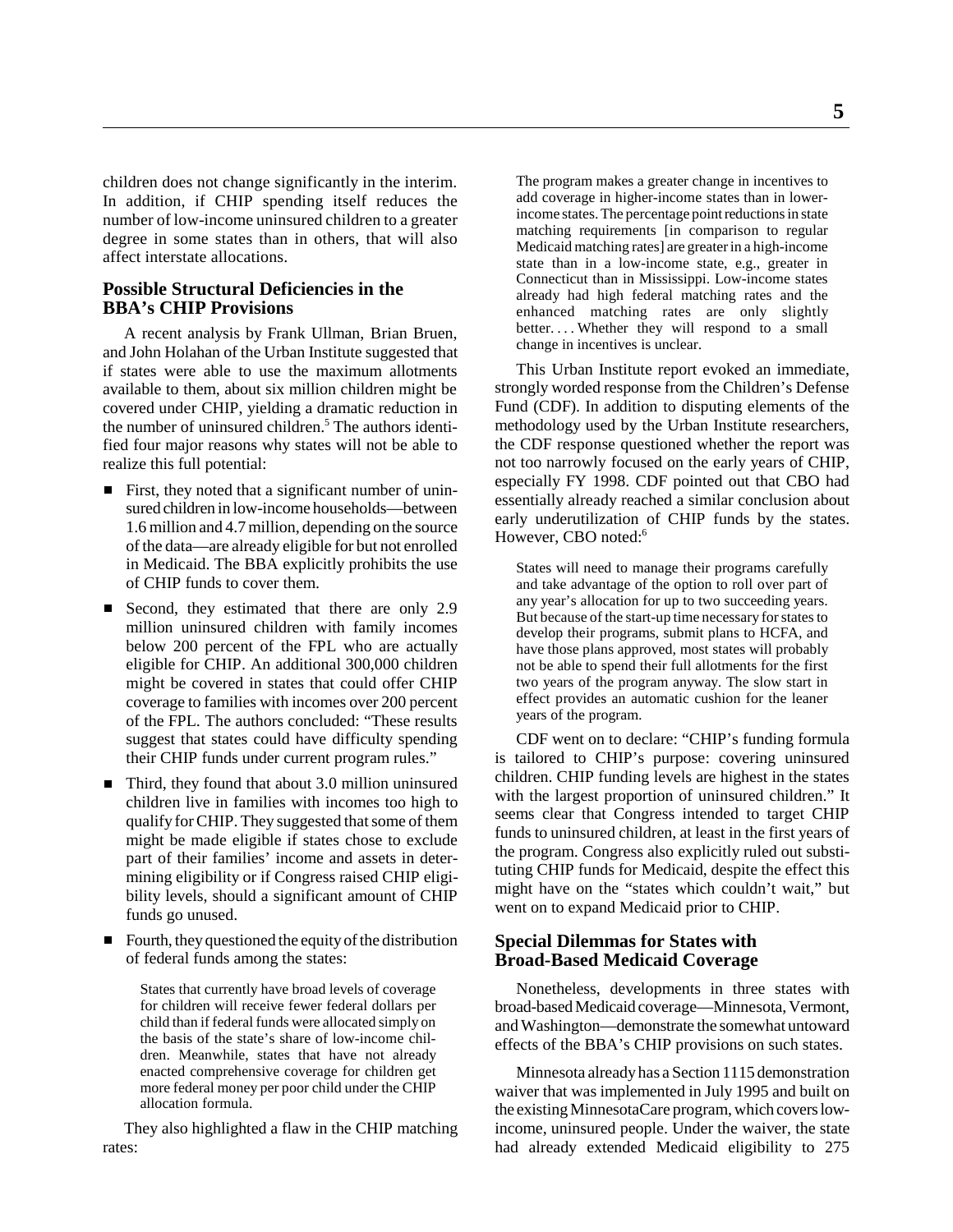children does not change significantly in the interim. In addition, if CHIP spending itself reduces the number of low-income uninsured children to a greater degree in some states than in others, that will also affect interstate allocations.

## Possible Structural Deficiencies in the BBA's CHIP Provisions

A recent analysis by Frank Ullman, Brian Bruen, and John Holahan of the Urban Institute suggested that if states were able to use the maximum allotments available to them, about six million children might be covered under CHIP, yielding a dramatic reduction in the number of uninsured children.[5] The authors identified four major reasons why states will not be able to realize this full potential:

- First, they noted that a significant number of uninsured children in low-income households—between 1.6 million and 4.7 million, depending on the source of the data—are already eligible for but not enrolled in Medicaid. The BBA explicitly prohibits the use of CHIP funds to cover them.
- Second, they estimated that there are only 2.9 million uninsured children with family incomes below 200 percent of the FPL who are actually eligible for CHIP. An additional 300,000 children might be covered in states that could offer CHIP coverage to families with incomes over 200 percent of the FPL. The authors concluded: "These results suggest that states could have difficulty spending their CHIP funds under current program rules."
- Third, they found that about 3.0 million uninsured children live in families with incomes too high to qualify for CHIP. They suggested that some of them might be made eligible if states chose to exclude part of their families' income and assets in determining eligibility or if Congress raised CHIP eligibility levels, should a significant amount of CHIP funds go unused.
- Fourth, they questioned the equity of the distribution of federal funds among the states:

> States that currently have broad levels of coverage for children will receive fewer federal dollars per child than if federal funds were allocated simply on the basis of the state's share of low-income children. Meanwhile, states that have not already enacted comprehensive coverage for children get more federal money per poor child under the CHIP allocation formula.

They also highlighted a flaw in the CHIP matching rates:

> The program makes a greater change in incentives to add coverage in higher-income states than in lower-income states. The percentage point reductions in state matching requirements [in comparison to regular Medicaid matching rates] are greater in a high-income state than in a low-income state, e.g., greater in Connecticut than in Mississippi. Low-income states already had high federal matching rates and the enhanced matching rates are only slightly better. . . . Whether they will respond to a small change in incentives is unclear.

This Urban Institute report evoked an immediate, strongly worded response from the Children's Defense Fund (CDF). In addition to disputing elements of the methodology used by the Urban Institute researchers, the CDF response questioned whether the report was not too narrowly focused on the early years of CHIP, especially FY 1998. CDF pointed out that CBO had essentially already reached a similar conclusion about early underutilization of CHIP funds by the states. However, CBO noted:[6]

> States will need to manage their programs carefully and take advantage of the option to roll over part of any year's allocation for up to two succeeding years. But because of the start-up time necessary for states to develop their programs, submit plans to HCFA, and have those plans approved, most states will probably not be able to spend their full allotments for the first two years of the program anyway. The slow start in effect provides an automatic cushion for the leaner years of the program.

CDF went on to declare: "CHIP's funding formula is tailored to CHIP's purpose: covering uninsured children. CHIP funding levels are highest in the states with the largest proportion of uninsured children." It seems clear that Congress intended to target CHIP funds to uninsured children, at least in the first years of the program. Congress also explicitly ruled out substituting CHIP funds for Medicaid, despite the effect this might have on the "states which couldn't wait," but went on to expand Medicaid prior to CHIP.

## Special Dilemmas for States with Broad-Based Medicaid Coverage

Nonetheless, developments in three states with broad-based Medicaid coverage—Minnesota, Vermont, and Washington—demonstrate the somewhat untoward effects of the BBA's CHIP provisions on such states.

Minnesota already has a Section 1115 demonstration waiver that was implemented in July 1995 and built on the existing MinnesotaCare program, which covers low-income, uninsured people. Under the waiver, the state had already extended Medicaid eligibility to 275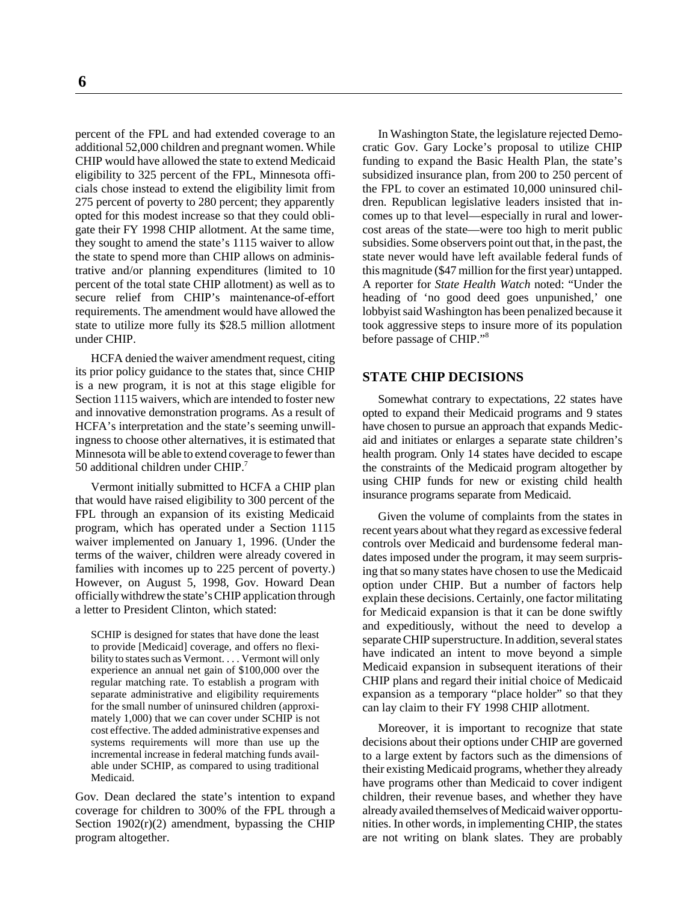percent of the FPL and had extended coverage to an additional 52,000 children and pregnant women. While CHIP would have allowed the state to extend Medicaid eligibility to 325 percent of the FPL, Minnesota officials chose instead to extend the eligibility limit from 275 percent of poverty to 280 percent; they apparently opted for this modest increase so that they could obligate their FY 1998 CHIP allotment. At the same time, they sought to amend the state's 1115 waiver to allow the state to spend more than CHIP allows on administrative and/or planning expenditures (limited to 10 percent of the total state CHIP allotment) as well as to secure relief from CHIP's maintenance-of-effort requirements. The amendment would have allowed the state to utilize more fully its $28.5 million allotment under CHIP.

HCFA denied the waiver amendment request, citing its prior policy guidance to the states that, since CHIP is a new program, it is not at this stage eligible for Section 1115 waivers, which are intended to foster new and innovative demonstration programs. As a result of HCFA's interpretation and the state's seeming unwillingness to choose other alternatives, it is estimated that Minnesota will be able to extend coverage to fewer than 50 additional children under CHIP.[7]

Vermont initially submitted to HCFA a CHIP plan that would have raised eligibility to 300 percent of the FPL through an expansion of its existing Medicaid program, which has operated under a Section 1115 waiver implemented on January 1, 1996. (Under the terms of the waiver, children were already covered in families with incomes up to 225 percent of poverty.) However, on August 5, 1998, Gov. Howard Dean officially withdrew the state's CHIP application through a letter to President Clinton, which stated:

> SCHIP is designed for states that have done the least to provide [Medicaid] coverage, and offers no flexibility to states such as Vermont. . . . Vermont will only experience an annual net gain of $100,000 over the regular matching rate. To establish a program with separate administrative and eligibility requirements for the small number of uninsured children (approximately 1,000) that we can cover under SCHIP is not cost effective. The added administrative expenses and systems requirements will more than use up the incremental increase in federal matching funds available under SCHIP, as compared to using traditional Medicaid.

Gov. Dean declared the state's intention to expand coverage for children to 300% of the FPL through a Section 1902(r)(2) amendment, bypassing the CHIP program altogether.

In Washington State, the legislature rejected Democratic Gov. Gary Locke's proposal to utilize CHIP funding to expand the Basic Health Plan, the state's subsidized insurance plan, from 200 to 250 percent of the FPL to cover an estimated 10,000 uninsured children. Republican legislative leaders insisted that incomes up to that level—especially in rural and lower-cost areas of the state—were too high to merit public subsidies. Some observers point out that, in the past, the state never would have left available federal funds of this magnitude ($47 million for the first year) untapped. A reporter for *State Health Watch* noted: "Under the heading of 'no good deed goes unpunished,' one lobbyist said Washington has been penalized because it took aggressive steps to insure more of its population before passage of CHIP."[8]

## STATE CHIP DECISIONS

Somewhat contrary to expectations, 22 states have opted to expand their Medicaid programs and 9 states have chosen to pursue an approach that expands Medicaid and initiates or enlarges a separate state children's health program. Only 14 states have decided to escape the constraints of the Medicaid program altogether by using CHIP funds for new or existing child health insurance programs separate from Medicaid.

Given the volume of complaints from the states in recent years about what they regard as excessive federal controls over Medicaid and burdensome federal mandates imposed under the program, it may seem surprising that so many states have chosen to use the Medicaid option under CHIP. But a number of factors help explain these decisions. Certainly, one factor militating for Medicaid expansion is that it can be done swiftly and expeditiously, without the need to develop a separate CHIP superstructure. In addition, several states have indicated an intent to move beyond a simple Medicaid expansion in subsequent iterations of their CHIP plans and regard their initial choice of Medicaid expansion as a temporary "place holder" so that they can lay claim to their FY 1998 CHIP allotment.

Moreover, it is important to recognize that state decisions about their options under CHIP are governed to a large extent by factors such as the dimensions of their existing Medicaid programs, whether they already have programs other than Medicaid to cover indigent children, their revenue bases, and whether they have already availed themselves of Medicaid waiver opportunities. In other words, in implementing CHIP, the states are not writing on blank slates. They are probably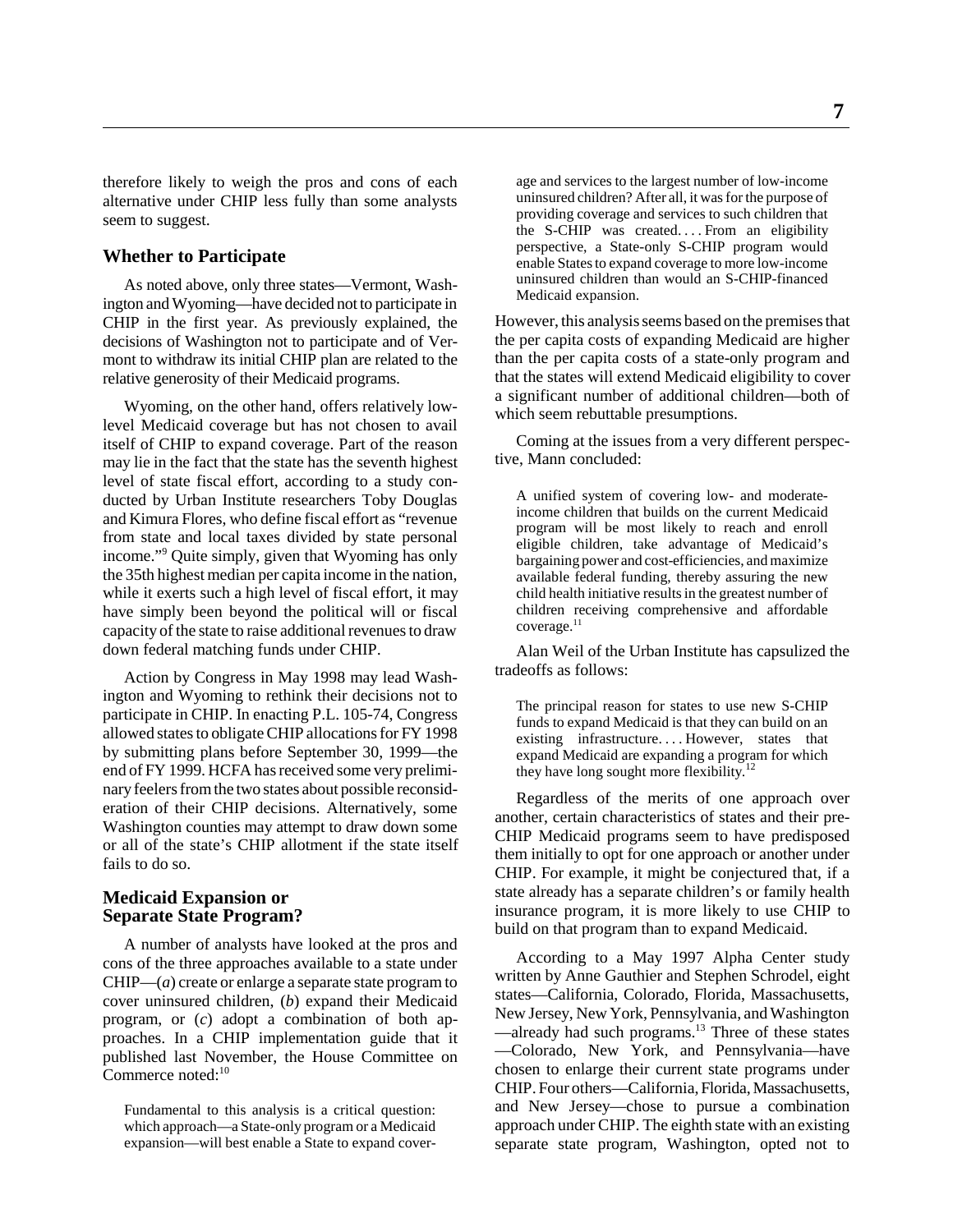therefore likely to weigh the pros and cons of each alternative under CHIP less fully than some analysts seem to suggest.

## Whether to Participate

As noted above, only three states—Vermont, Washington and Wyoming—have decided not to participate in CHIP in the first year. As previously explained, the decisions of Washington not to participate and of Vermont to withdraw its initial CHIP plan are related to the relative generosity of their Medicaid programs.

Wyoming, on the other hand, offers relatively low-level Medicaid coverage but has not chosen to avail itself of CHIP to expand coverage. Part of the reason may lie in the fact that the state has the seventh highest level of state fiscal effort, according to a study conducted by Urban Institute researchers Toby Douglas and Kimura Flores, who define fiscal effort as "revenue from state and local taxes divided by state personal income."[9] Quite simply, given that Wyoming has only the 35th highest median per capita income in the nation, while it exerts such a high level of fiscal effort, it may have simply been beyond the political will or fiscal capacity of the state to raise additional revenues to draw down federal matching funds under CHIP.

Action by Congress in May 1998 may lead Washington and Wyoming to rethink their decisions not to participate in CHIP. In enacting P.L. 105-74, Congress allowed states to obligate CHIP allocations for FY 1998 by submitting plans before September 30, 1999—the end of FY 1999. HCFA has received some very preliminary feelers from the two states about possible reconsideration of their CHIP decisions. Alternatively, some Washington counties may attempt to draw down some or all of the state's CHIP allotment if the state itself fails to do so.

## Medicaid Expansion or Separate State Program?

A number of analysts have looked at the pros and cons of the three approaches available to a state under CHIP—(*a*) create or enlarge a separate state program to cover uninsured children, (*b*) expand their Medicaid program, or (*c*) adopt a combination of both approaches. In a CHIP implementation guide that it published last November, the House Committee on Commerce noted:[10]

> Fundamental to this analysis is a critical question: which approach—a State-only program or a Medicaid expansion—will best enable a State to expand coverage and services to the largest number of low-income uninsured children? After all, it was for the purpose of providing coverage and services to such children that the S-CHIP was created. . . . From an eligibility perspective, a State-only S-CHIP program would enable States to expand coverage to more low-income uninsured children than would an S-CHIP-financed Medicaid expansion.

However, this analysis seems based on the premises that the per capita costs of expanding Medicaid are higher than the per capita costs of a state-only program and that the states will extend Medicaid eligibility to cover a significant number of additional children—both of which seem rebuttable presumptions.

Coming at the issues from a very different perspective, Mann concluded:

> A unified system of covering low- and moderate-income children that builds on the current Medicaid program will be most likely to reach and enroll eligible children, take advantage of Medicaid's bargaining power and cost-efficiencies, and maximize available federal funding, thereby assuring the new child health initiative results in the greatest number of children receiving comprehensive and affordable coverage.[11]

Alan Weil of the Urban Institute has capsulized the tradeoffs as follows:

> The principal reason for states to use new S-CHIP funds to expand Medicaid is that they can build on an existing infrastructure. . . . However, states that expand Medicaid are expanding a program for which they have long sought more flexibility.[12]

Regardless of the merits of one approach over another, certain characteristics of states and their pre-CHIP Medicaid programs seem to have predisposed them initially to opt for one approach or another under CHIP. For example, it might be conjectured that, if a state already has a separate children's or family health insurance program, it is more likely to use CHIP to build on that program than to expand Medicaid.

According to a May 1997 Alpha Center study written by Anne Gauthier and Stephen Schrodel, eight states—California, Colorado, Florida, Massachusetts, New Jersey, New York, Pennsylvania, and Washington—already had such programs.[13] Three of these states—Colorado, New York, and Pennsylvania—have chosen to enlarge their current state programs under CHIP. Four others—California, Florida, Massachusetts, and New Jersey—chose to pursue a combination approach under CHIP. The eighth state with an existing separate state program, Washington, opted not to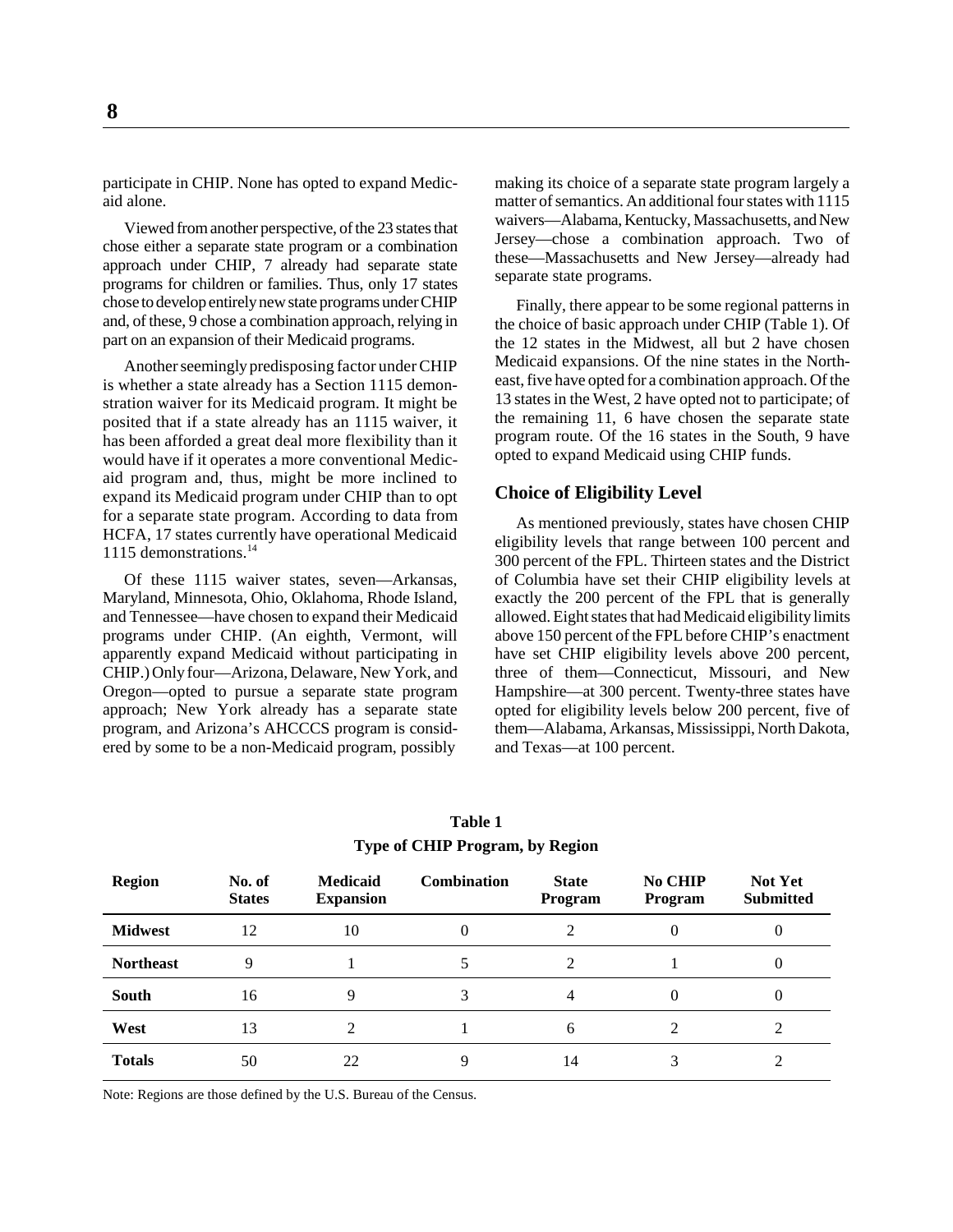participate in CHIP. None has opted to expand Medicaid alone.

Viewed from another perspective, of the 23 states that chose either a separate state program or a combination approach under CHIP, 7 already had separate state programs for children or families. Thus, only 17 states chose to develop entirely new state programs under CHIP and, of these, 9 chose a combination approach, relying in part on an expansion of their Medicaid programs.

Another seemingly predisposing factor under CHIP is whether a state already has a Section 1115 demonstration waiver for its Medicaid program. It might be posited that if a state already has an 1115 waiver, it has been afforded a great deal more flexibility than it would have if it operates a more conventional Medicaid program and, thus, might be more inclined to expand its Medicaid program under CHIP than to opt for a separate state program. According to data from HCFA, 17 states currently have operational Medicaid 1115 demonstrations.[14]

Of these 1115 waiver states, seven—Arkansas, Maryland, Minnesota, Ohio, Oklahoma, Rhode Island, and Tennessee—have chosen to expand their Medicaid programs under CHIP. (An eighth, Vermont, will apparently expand Medicaid without participating in CHIP.) Only four—Arizona, Delaware, New York, and Oregon—opted to pursue a separate state program approach; New York already has a separate state program, and Arizona's AHCCCS program is considered by some to be a non-Medicaid program, possibly making its choice of a separate state program largely a matter of semantics. An additional four states with 1115 waivers—Alabama, Kentucky, Massachusetts, and New Jersey—chose a combination approach. Two of these—Massachusetts and New Jersey—already had separate state programs.

Finally, there appear to be some regional patterns in the choice of basic approach under CHIP (Table 1). Of the 12 states in the Midwest, all but 2 have chosen Medicaid expansions. Of the nine states in the Northeast, five have opted for a combination approach. Of the 13 states in the West, 2 have opted not to participate; of the remaining 11, 6 have chosen the separate state program route. Of the 16 states in the South, 9 have opted to expand Medicaid using CHIP funds.

## Choice of Eligibility Level

As mentioned previously, states have chosen CHIP eligibility levels that range between 100 percent and 300 percent of the FPL. Thirteen states and the District of Columbia have set their CHIP eligibility levels at exactly the 200 percent of the FPL that is generally allowed. Eight states that had Medicaid eligibility limits above 150 percent of the FPL before CHIP's enactment have set CHIP eligibility levels above 200 percent, three of them—Connecticut, Missouri, and New Hampshire—at 300 percent. Twenty-three states have opted for eligibility levels below 200 percent, five of them—Alabama, Arkansas, Mississippi, North Dakota, and Texas—at 100 percent.

**Table 1**
**Type of CHIP Program, by Region**

| Region | No. of States | Medicaid Expansion | Combination | State Program | No CHIP Program | Not Yet Submitted |
|---|---|---|---|---|---|---|
| **Midwest** | 12 | 10 | 0 | 2 | 0 | 0 |
| **Northeast** | 9 | 1 | 5 | 2 | 1 | 0 |
| **South** | 16 | 9 | 3 | 4 | 0 | 0 |
| **West** | 13 | 2 | 1 | 6 | 2 | 2 |
| **Totals** | 50 | 22 | 9 | 14 | 3 | 2 |

Note: Regions are those defined by the U.S. Bureau of the Census.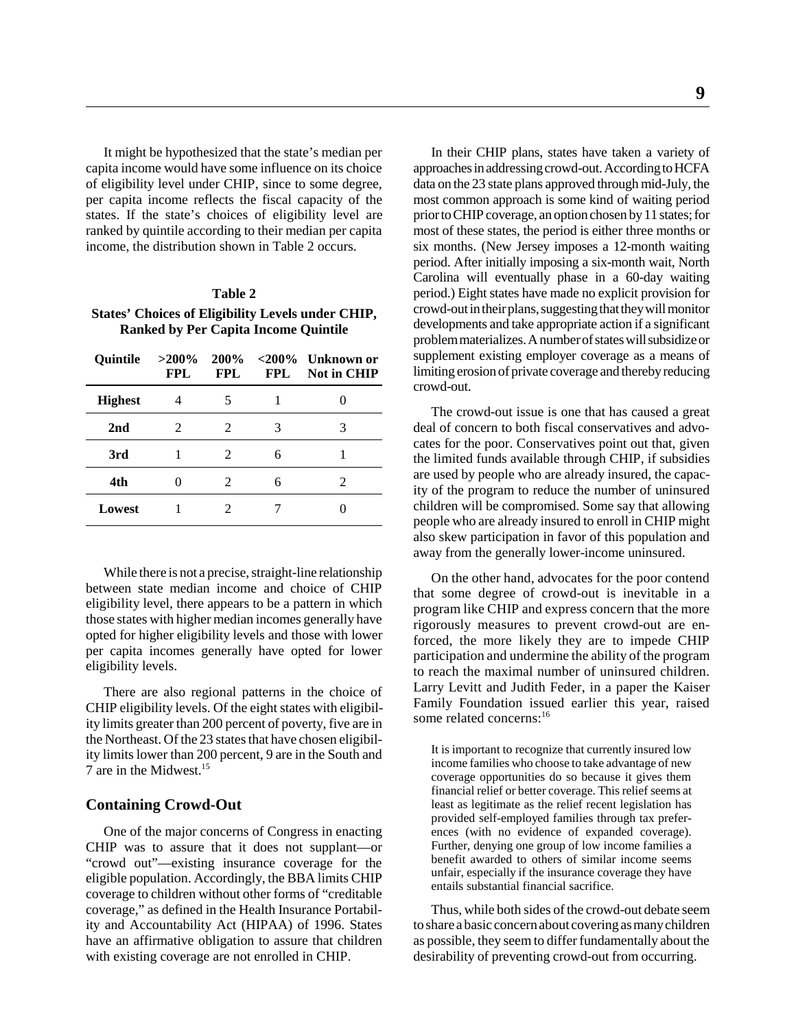It might be hypothesized that the state's median per capita income would have some influence on its choice of eligibility level under CHIP, since to some degree, per capita income reflects the fiscal capacity of the states. If the state's choices of eligibility level are ranked by quintile according to their median per capita income, the distribution shown in Table 2 occurs.

**Table 2**

**States' Choices of Eligibility Levels under CHIP, Ranked by Per Capita Income Quintile**

| Quintile | >200% FPL | 200% FPL | <200% FPL | Unknown or Not in CHIP |
|---|---|---|---|---|
| **Highest** | 4 | 5 | 1 | 0 |
| **2nd** | 2 | 2 | 3 | 3 |
| **3rd** | 1 | 2 | 6 | 1 |
| **4th** | 0 | 2 | 6 | 2 |
| **Lowest** | 1 | 2 | 7 | 0 |

While there is not a precise, straight-line relationship between state median income and choice of CHIP eligibility level, there appears to be a pattern in which those states with higher median incomes generally have opted for higher eligibility levels and those with lower per capita incomes generally have opted for lower eligibility levels.

There are also regional patterns in the choice of CHIP eligibility levels. Of the eight states with eligibility limits greater than 200 percent of poverty, five are in the Northeast. Of the 23 states that have chosen eligibility limits lower than 200 percent, 9 are in the South and 7 are in the Midwest.[15]

## Containing Crowd-Out

One of the major concerns of Congress in enacting CHIP was to assure that it does not supplant—or "crowd out"—existing insurance coverage for the eligible population. Accordingly, the BBA limits CHIP coverage to children without other forms of "creditable coverage," as defined in the Health Insurance Portability and Accountability Act (HIPAA) of 1996. States have an affirmative obligation to assure that children with existing coverage are not enrolled in CHIP.

In their CHIP plans, states have taken a variety of approaches in addressing crowd-out. According to HCFA data on the 23 state plans approved through mid-July, the most common approach is some kind of waiting period prior to CHIP coverage, an option chosen by 11 states; for most of these states, the period is either three months or six months. (New Jersey imposes a 12-month waiting period. After initially imposing a six-month wait, North Carolina will eventually phase in a 60-day waiting period.) Eight states have made no explicit provision for crowd-out in their plans, suggesting that they will monitor developments and take appropriate action if a significant problem materializes. A number of states will subsidize or supplement existing employer coverage as a means of limiting erosion of private coverage and thereby reducing crowd-out.

The crowd-out issue is one that has caused a great deal of concern to both fiscal conservatives and advocates for the poor. Conservatives point out that, given the limited funds available through CHIP, if subsidies are used by people who are already insured, the capacity of the program to reduce the number of uninsured children will be compromised. Some say that allowing people who are already insured to enroll in CHIP might also skew participation in favor of this population and away from the generally lower-income uninsured.

On the other hand, advocates for the poor contend that some degree of crowd-out is inevitable in a program like CHIP and express concern that the more rigorously measures to prevent crowd-out are enforced, the more likely they are to impede CHIP participation and undermine the ability of the program to reach the maximal number of uninsured children. Larry Levitt and Judith Feder, in a paper the Kaiser Family Foundation issued earlier this year, raised some related concerns:[16]

> It is important to recognize that currently insured low income families who choose to take advantage of new coverage opportunities do so because it gives them financial relief or better coverage. This relief seems at least as legitimate as the relief recent legislation has provided self-employed families through tax preferences (with no evidence of expanded coverage). Further, denying one group of low income families a benefit awarded to others of similar income seems unfair, especially if the insurance coverage they have entails substantial financial sacrifice.

Thus, while both sides of the crowd-out debate seem to share a basic concern about covering as many children as possible, they seem to differ fundamentally about the desirability of preventing crowd-out from occurring.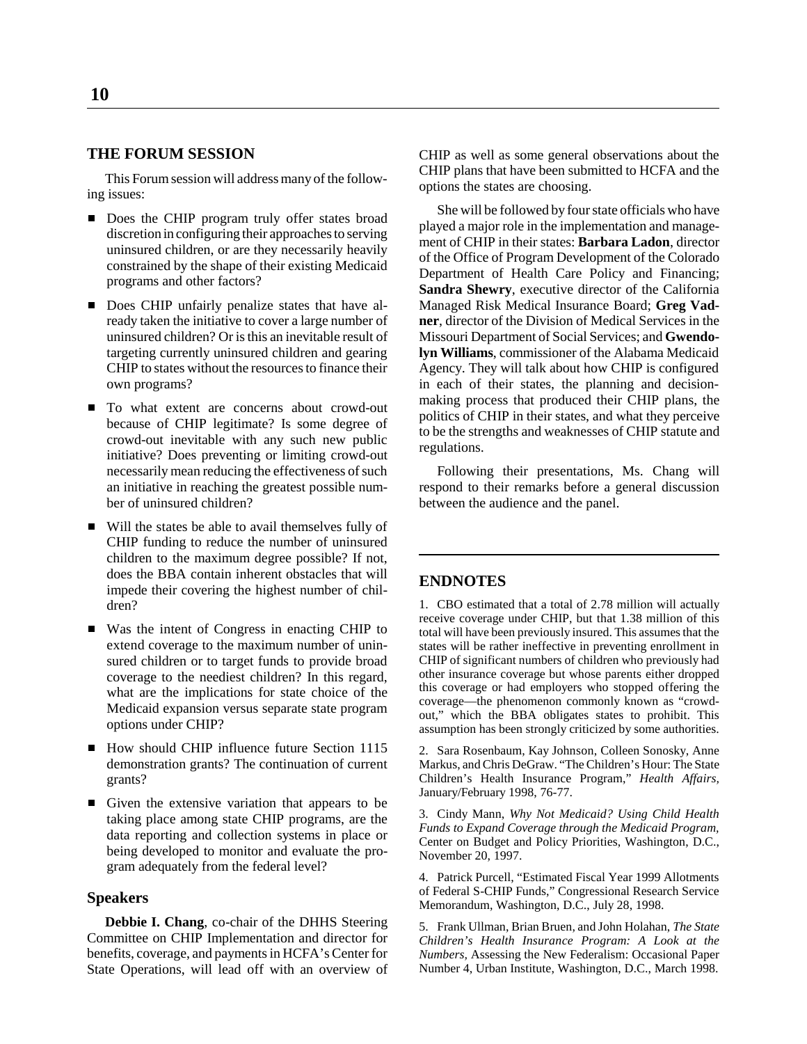## THE FORUM SESSION

This Forum session will address many of the following issues:

- Does the CHIP program truly offer states broad discretion in configuring their approaches to serving uninsured children, or are they necessarily heavily constrained by the shape of their existing Medicaid programs and other factors?
- Does CHIP unfairly penalize states that have already taken the initiative to cover a large number of uninsured children? Or is this an inevitable result of targeting currently uninsured children and gearing CHIP to states without the resources to finance their own programs?
- To what extent are concerns about crowd-out because of CHIP legitimate? Is some degree of crowd-out inevitable with any such new public initiative? Does preventing or limiting crowd-out necessarily mean reducing the effectiveness of such an initiative in reaching the greatest possible number of uninsured children?
- Will the states be able to avail themselves fully of CHIP funding to reduce the number of uninsured children to the maximum degree possible? If not, does the BBA contain inherent obstacles that will impede their covering the highest number of children?
- Was the intent of Congress in enacting CHIP to extend coverage to the maximum number of uninsured children or to target funds to provide broad coverage to the neediest children? In this regard, what are the implications for state choice of the Medicaid expansion versus separate state program options under CHIP?
- How should CHIP influence future Section 1115 demonstration grants? The continuation of current grants?
- Given the extensive variation that appears to be taking place among state CHIP programs, are the data reporting and collection systems in place or being developed to monitor and evaluate the program adequately from the federal level?

### Speakers

**Debbie I. Chang**, co-chair of the DHHS Steering Committee on CHIP Implementation and director for benefits, coverage, and payments in HCFA's Center for State Operations, will lead off with an overview of CHIP as well as some general observations about the CHIP plans that have been submitted to HCFA and the options the states are choosing.

She will be followed by four state officials who have played a major role in the implementation and management of CHIP in their states: **Barbara Ladon**, director of the Office of Program Development of the Colorado Department of Health Care Policy and Financing; **Sandra Shewry**, executive director of the California Managed Risk Medical Insurance Board; **Greg Vadner**, director of the Division of Medical Services in the Missouri Department of Social Services; and **Gwendolyn Williams**, commissioner of the Alabama Medicaid Agency. They will talk about how CHIP is configured in each of their states, the planning and decision-making process that produced their CHIP plans, the politics of CHIP in their states, and what they perceive to be the strengths and weaknesses of CHIP statute and regulations.

Following their presentations, Ms. Chang will respond to their remarks before a general discussion between the audience and the panel.

## ENDNOTES

1. CBO estimated that a total of 2.78 million will actually receive coverage under CHIP, but that 1.38 million of this total will have been previously insured. This assumes that the states will be rather ineffective in preventing enrollment in CHIP of significant numbers of children who previously had other insurance coverage but whose parents either dropped this coverage or had employers who stopped offering the coverage—the phenomenon commonly known as "crowd-out," which the BBA obligates states to prohibit. This assumption has been strongly criticized by some authorities.

2. Sara Rosenbaum, Kay Johnson, Colleen Sonosky, Anne Markus, and Chris DeGraw. "The Children's Hour: The State Children's Health Insurance Program," *Health Affairs,* January/February 1998, 76-77.

3. Cindy Mann, *Why Not Medicaid? Using Child Health Funds to Expand Coverage through the Medicaid Program,* Center on Budget and Policy Priorities, Washington, D.C., November 20, 1997.

4. Patrick Purcell, "Estimated Fiscal Year 1999 Allotments of Federal S-CHIP Funds," Congressional Research Service Memorandum, Washington, D.C., July 28, 1998.

5. Frank Ullman, Brian Bruen, and John Holahan, *The State Children's Health Insurance Program: A Look at the Numbers,* Assessing the New Federalism: Occasional Paper Number 4, Urban Institute, Washington, D.C., March 1998.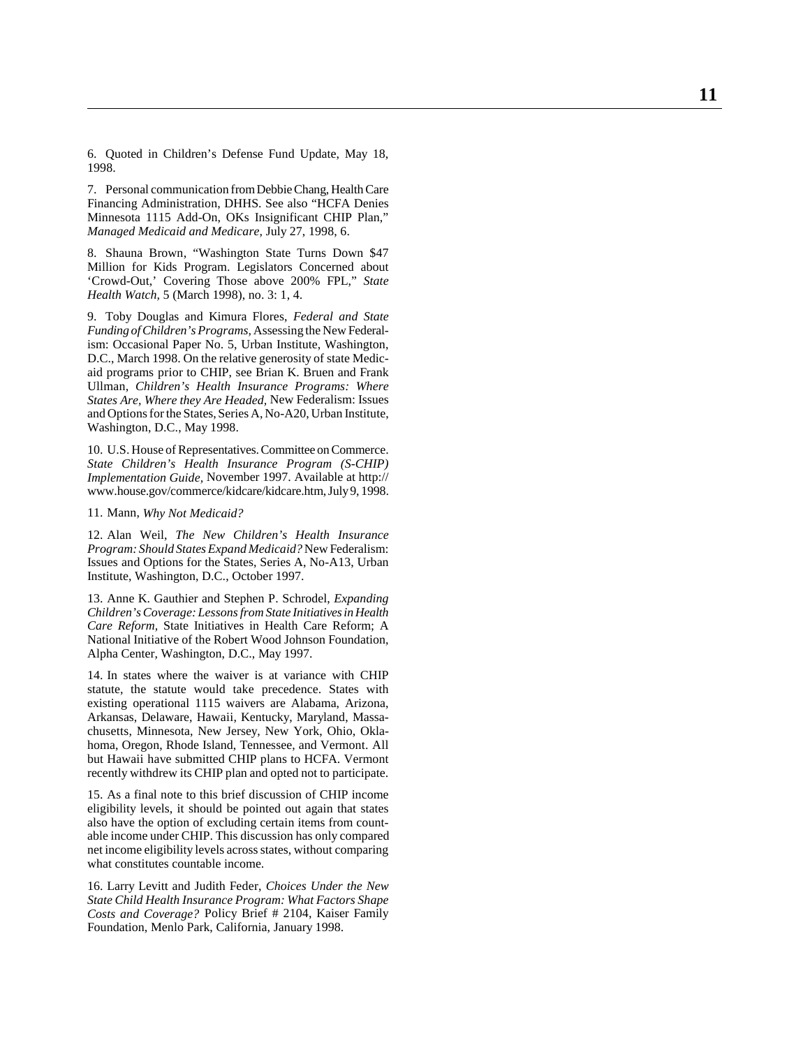6. Quoted in Children's Defense Fund Update, May 18, 1998.

7. Personal communication from Debbie Chang, Health Care Financing Administration, DHHS. See also "HCFA Denies Minnesota 1115 Add-On, OKs Insignificant CHIP Plan," *Managed Medicaid and Medicare,* July 27, 1998, 6.

8. Shauna Brown, "Washington State Turns Down $47 Million for Kids Program. Legislators Concerned about 'Crowd-Out,' Covering Those above 200% FPL," *State Health Watch,* 5 (March 1998), no. 3: 1, 4.

9. Toby Douglas and Kimura Flores, *Federal and State Funding of Children's Programs,* Assessing the New Federalism: Occasional Paper No. 5, Urban Institute, Washington, D.C., March 1998. On the relative generosity of state Medicaid programs prior to CHIP, see Brian K. Bruen and Frank Ullman, *Children's Health Insurance Programs: Where States Are, Where they Are Headed,* New Federalism: Issues and Options for the States, Series A, No-A20, Urban Institute, Washington, D.C., May 1998.

10. U.S. House of Representatives. Committee on Commerce. *State Children's Health Insurance Program (S-CHIP) Implementation Guide,* November 1997. Available at http://www.house.gov/commerce/kidcare/kidcare.htm, July 9, 1998.

11. Mann, *Why Not Medicaid?*

12. Alan Weil, *The New Children's Health Insurance Program: Should States Expand Medicaid?* New Federalism: Issues and Options for the States, Series A, No-A13, Urban Institute, Washington, D.C., October 1997.

13. Anne K. Gauthier and Stephen P. Schrodel, *Expanding Children's Coverage: Lessons from State Initiatives in Health Care Reform,* State Initiatives in Health Care Reform; A National Initiative of the Robert Wood Johnson Foundation, Alpha Center, Washington, D.C., May 1997.

14. In states where the waiver is at variance with CHIP statute, the statute would take precedence. States with existing operational 1115 waivers are Alabama, Arizona, Arkansas, Delaware, Hawaii, Kentucky, Maryland, Massachusetts, Minnesota, New Jersey, New York, Ohio, Oklahoma, Oregon, Rhode Island, Tennessee, and Vermont. All but Hawaii have submitted CHIP plans to HCFA. Vermont recently withdrew its CHIP plan and opted not to participate.

15. As a final note to this brief discussion of CHIP income eligibility levels, it should be pointed out again that states also have the option of excluding certain items from countable income under CHIP. This discussion has only compared net income eligibility levels across states, without comparing what constitutes countable income.

16. Larry Levitt and Judith Feder, *Choices Under the New State Child Health Insurance Program: What Factors Shape Costs and Coverage?* Policy Brief # 2104, Kaiser Family Foundation, Menlo Park, California, January 1998.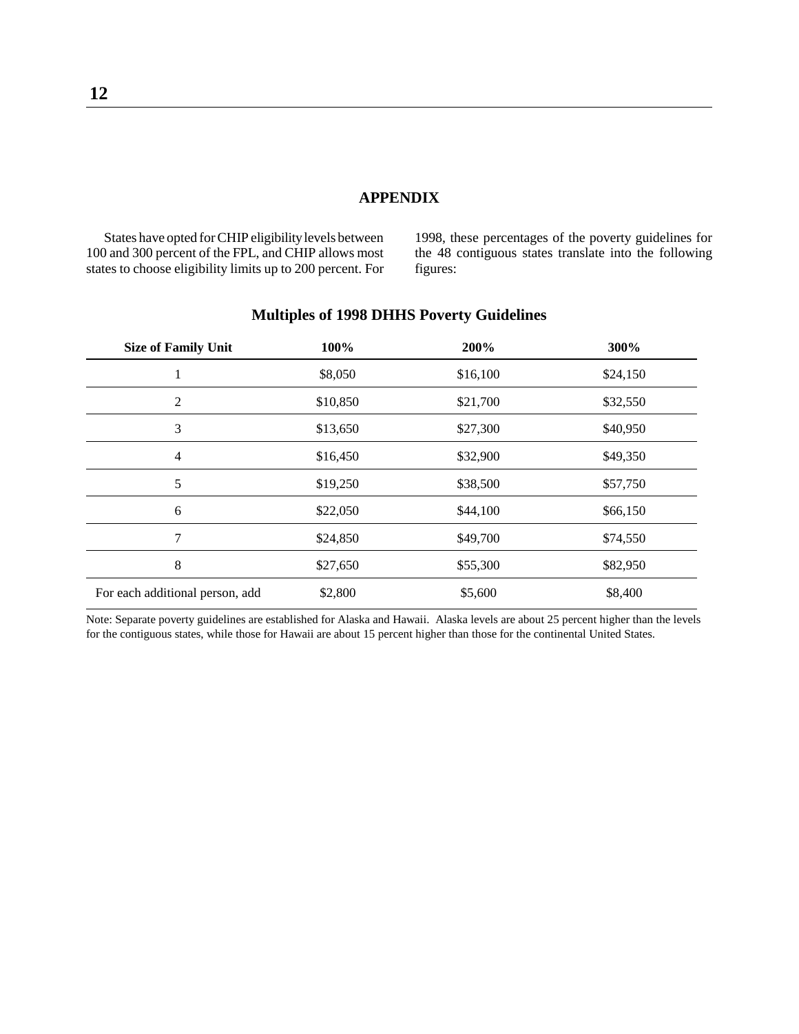## APPENDIX

States have opted for CHIP eligibility levels between 100 and 300 percent of the FPL, and CHIP allows most states to choose eligibility limits up to 200 percent. For 1998, these percentages of the poverty guidelines for the 48 contiguous states translate into the following figures:

### Multiples of 1998 DHHS Poverty Guidelines

| Size of Family Unit | 100% | 200% | 300% |
|---|---|---|---|
| 1 | $8,050 | $16,100 | $24,150 |
| 2 | $10,850 | $21,700 | $32,550 |
| 3 | $13,650 | $27,300 | $40,950 |
| 4 | $16,450 | $32,900 | $49,350 |
| 5 | $19,250 | $38,500 | $57,750 |
| 6 | $22,050 | $44,100 | $66,150 |
| 7 | $24,850 | $49,700 | $74,550 |
| 8 | $27,650 | $55,300 | $82,950 |
| For each additional person, add | $2,800 | $5,600 | $8,400 |

Note: Separate poverty guidelines are established for Alaska and Hawaii. Alaska levels are about 25 percent higher than the levels for the contiguous states, while those for Hawaii are about 15 percent higher than those for the continental United States.